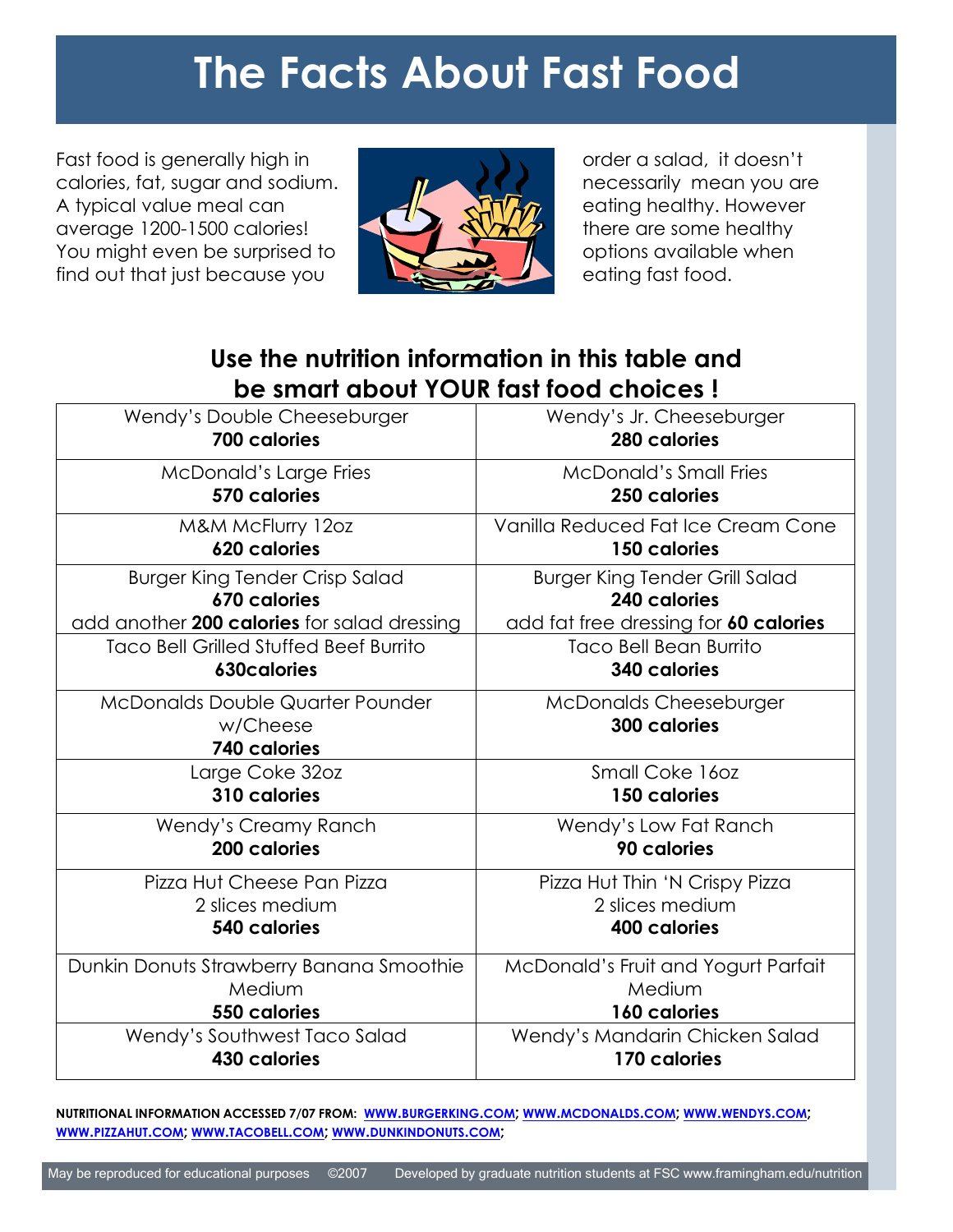# The Facts About Fast Food

Fast food is generally high in calories, fat, sugar and sodium. A typical value meal can average 1200-1500 calories! You might even be surprised to find out that just because you order a salad, it doesn't necessarily mean you are eating healthy. However there are some healthy options available when eating fast food.

## Use the nutrition information in this table and be smart about YOUR fast food choices !

| | |
|---|---|
| Wendy's Double Cheeseburger **700 calories** | Wendy's Jr. Cheeseburger **280 calories** |
| McDonald's Large Fries **570 calories** | McDonald's Small Fries **250 calories** |
| M&M McFlurry 12oz **620 calories** | Vanilla Reduced Fat Ice Cream Cone **150 calories** |
| Burger King Tender Crisp Salad **670 calories** add another **200 calories** for salad dressing | Burger King Tender Grill Salad **240 calories** add fat free dressing for **60 calories** |
| Taco Bell Grilled Stuffed Beef Burrito **630calories** | Taco Bell Bean Burrito **340 calories** |
| McDonalds Double Quarter Pounder w/Cheese **740 calories** | McDonalds Cheeseburger **300 calories** |
| Large Coke 32oz **310 calories** | Small Coke 16oz **150 calories** |
| Wendy's Creamy Ranch **200 calories** | Wendy's Low Fat Ranch **90 calories** |
| Pizza Hut Cheese Pan Pizza 2 slices medium **540 calories** | Pizza Hut Thin 'N Crispy Pizza 2 slices medium **400 calories** |
| Dunkin Donuts Strawberry Banana Smoothie Medium **550 calories** | McDonald's Fruit and Yogurt Parfait Medium **160 calories** |
| Wendy's Southwest Taco Salad **430 calories** | Wendy's Mandarin Chicken Salad **170 calories** |

**NUTRITIONAL INFORMATION ACCESSED 7/07 FROM: WWW.BURGERKING.COM; WWW.MCDONALDS.COM; WWW.WENDYS.COM; WWW.PIZZAHUT.COM; WWW.TACOBELL.COM; WWW.DUNKINDONUTS.COM;**

May be reproduced for educational purposes ©2007 Developed by graduate nutrition students at FSC www.framingham.edu/nutrition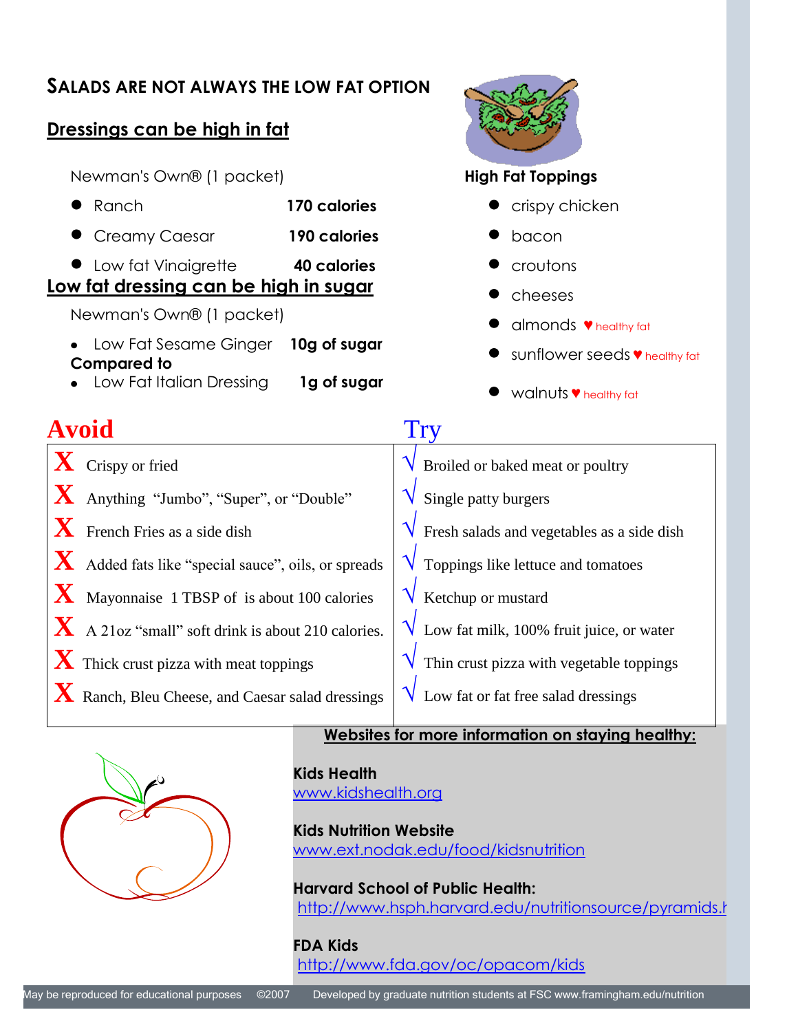## SALADS ARE NOT ALWAYS THE LOW FAT OPTION

### Dressings can be high in fat

Newman's Own® (1 packet)

- Ranch **170 calories**
- Creamy Caesar **190 calories**
- Low fat Vinaigrette **40 calories**

### Low fat dressing can be high in sugar

Newman's Own® (1 packet)

- Low Fat Sesame Ginger **10g of sugar**

**Compared to**

- Low Fat Italian Dressing **1g of sugar**

**High Fat Toppings**

- crispy chicken
- bacon
- croutons
- cheeses
- almonds ♥ healthy fat
- sunflower seeds ♥ healthy fat
- walnuts ♥ healthy fat

| Avoid | Try |
|---|---|
| X Crispy or fried | √ Broiled or baked meat or poultry |
| X Anything "Jumbo", "Super", or "Double" | √ Single patty burgers |
| X French Fries as a side dish | √ Fresh salads and vegetables as a side dish |
| X Added fats like "special sauce", oils, or spreads | √ Toppings like lettuce and tomatoes |
| X Mayonnaise 1 TBSP of is about 100 calories | √ Ketchup or mustard |
| X A 21oz "small" soft drink is about 210 calories. | √ Low fat milk, 100% fruit juice, or water |
| X Thick crust pizza with meat toppings | √ Thin crust pizza with vegetable toppings |
| X Ranch, Bleu Cheese, and Caesar salad dressings | √ Low fat or fat free salad dressings |

**Websites for more information on staying healthy:**

**Kids Health**
www.kidshealth.org

**Kids Nutrition Website**
www.ext.nodak.edu/food/kidsnutrition

**Harvard School of Public Health:**
http://www.hsph.harvard.edu/nutritionsource/pyramids.h

**FDA Kids**
http://www.fda.gov/oc/opacom/kids

May be reproduced for educational purposes ©2007 Developed by graduate nutrition students at FSC www.framingham.edu/nutrition